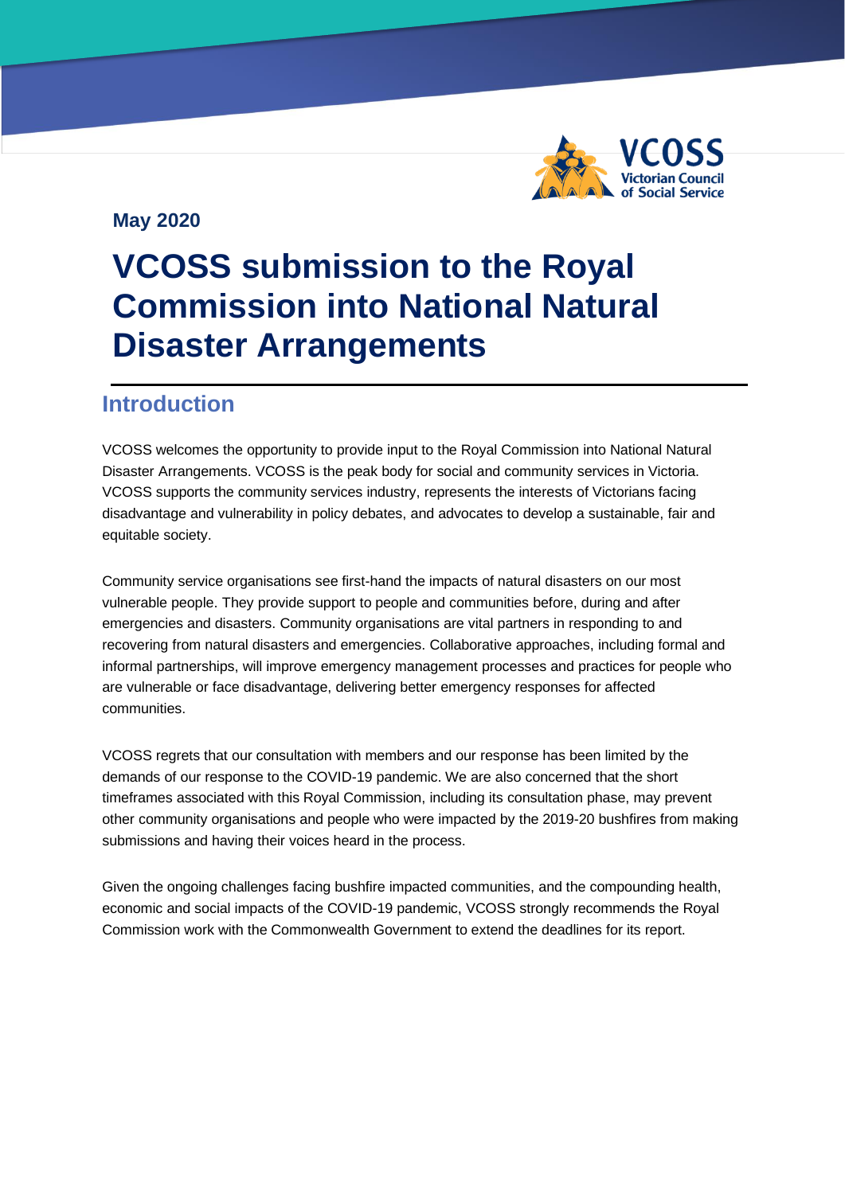**May 2020**

# VCOSS submission to the Royal Commission into National Natural Disaster Arrangements

## Introduction

VCOSS welcomes the opportunity to provide input to the Royal Commission into National Natural Disaster Arrangements. VCOSS is the peak body for social and community services in Victoria. VCOSS supports the community services industry, represents the interests of Victorians facing disadvantage and vulnerability in policy debates, and advocates to develop a sustainable, fair and equitable society.

Community service organisations see first-hand the impacts of natural disasters on our most vulnerable people. They provide support to people and communities before, during and after emergencies and disasters. Community organisations are vital partners in responding to and recovering from natural disasters and emergencies. Collaborative approaches, including formal and informal partnerships, will improve emergency management processes and practices for people who are vulnerable or face disadvantage, delivering better emergency responses for affected communities.

VCOSS regrets that our consultation with members and our response has been limited by the demands of our response to the COVID-19 pandemic. We are also concerned that the short timeframes associated with this Royal Commission, including its consultation phase, may prevent other community organisations and people who were impacted by the 2019-20 bushfires from making submissions and having their voices heard in the process.

Given the ongoing challenges facing bushfire impacted communities, and the compounding health, economic and social impacts of the COVID-19 pandemic, VCOSS strongly recommends the Royal Commission work with the Commonwealth Government to extend the deadlines for its report.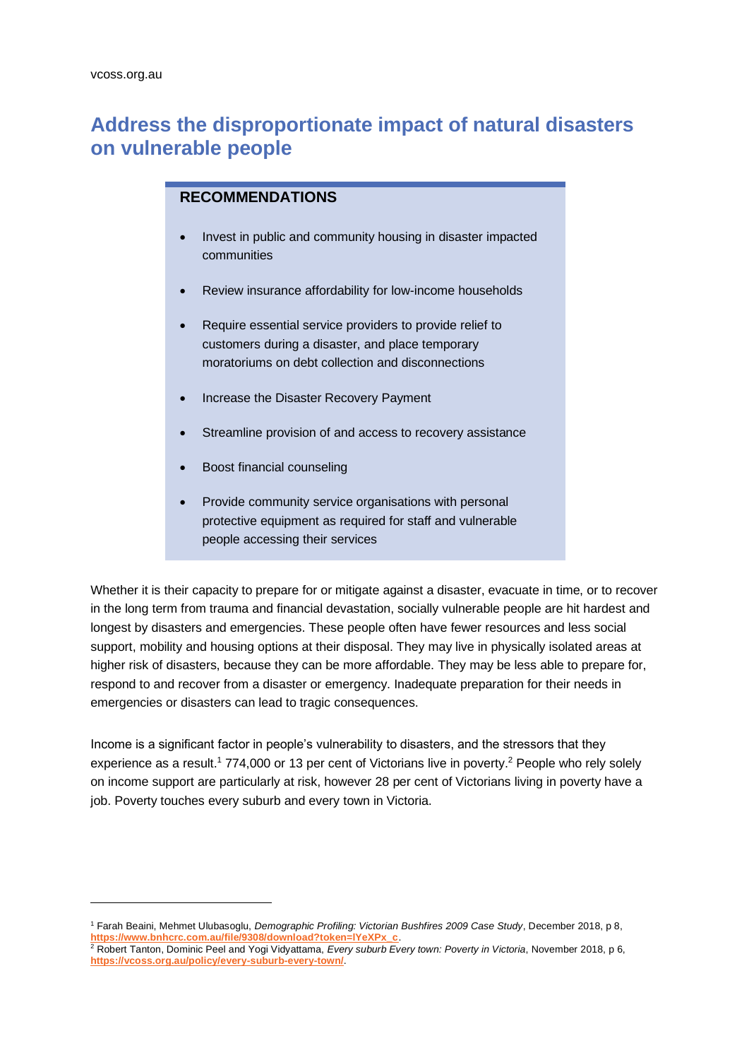## Address the disproportionate impact of natural disasters on vulnerable people

**RECOMMENDATIONS**

- Invest in public and community housing in disaster impacted communities
- Review insurance affordability for low-income households
- Require essential service providers to provide relief to customers during a disaster, and place temporary moratoriums on debt collection and disconnections
- Increase the Disaster Recovery Payment
- Streamline provision of and access to recovery assistance
- Boost financial counseling
- Provide community service organisations with personal protective equipment as required for staff and vulnerable people accessing their services

Whether it is their capacity to prepare for or mitigate against a disaster, evacuate in time, or to recover in the long term from trauma and financial devastation, socially vulnerable people are hit hardest and longest by disasters and emergencies. These people often have fewer resources and less social support, mobility and housing options at their disposal. They may live in physically isolated areas at higher risk of disasters, because they can be more affordable. They may be less able to prepare for, respond to and recover from a disaster or emergency. Inadequate preparation for their needs in emergencies or disasters can lead to tragic consequences.

Income is a significant factor in people's vulnerability to disasters, and the stressors that they experience as a result.[1] 774,000 or 13 per cent of Victorians live in poverty.[2] People who rely solely on income support are particularly at risk, however 28 per cent of Victorians living in poverty have a job. Poverty touches every suburb and every town in Victoria.

---

[1] Farah Beaini, Mehmet Ulubasoglu, *Demographic Profiling: Victorian Bushfires 2009 Case Study*, December 2018, p 8, https://www.bnhcrc.com.au/file/9308/download?token=lYeXPx_c.

[2] Robert Tanton, Dominic Peel and Yogi Vidyattama, *Every suburb Every town: Poverty in Victoria*, November 2018, p 6, https://vcoss.org.au/policy/every-suburb-every-town/.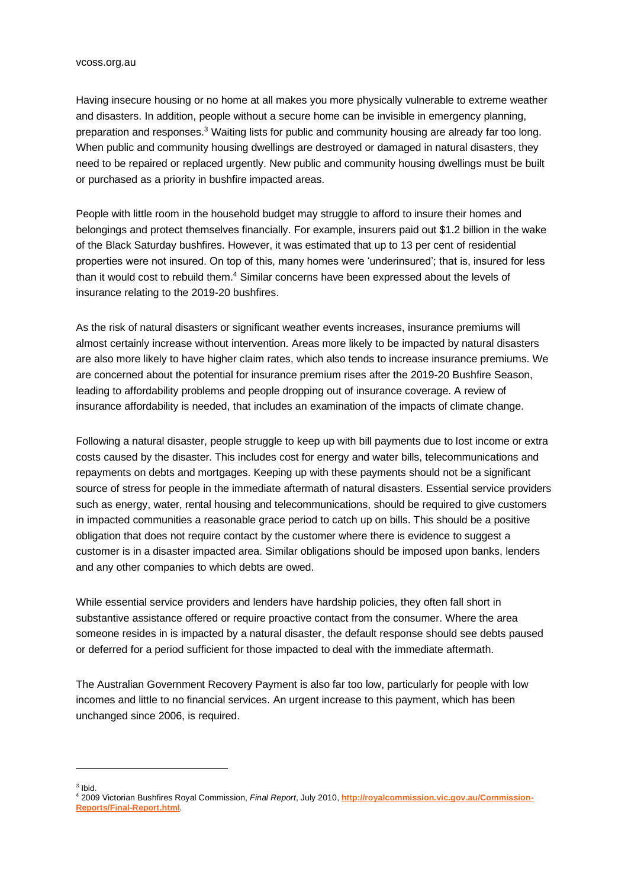Having insecure housing or no home at all makes you more physically vulnerable to extreme weather and disasters. In addition, people without a secure home can be invisible in emergency planning, preparation and responses.[3] Waiting lists for public and community housing are already far too long. When public and community housing dwellings are destroyed or damaged in natural disasters, they need to be repaired or replaced urgently. New public and community housing dwellings must be built or purchased as a priority in bushfire impacted areas.

People with little room in the household budget may struggle to afford to insure their homes and belongings and protect themselves financially. For example, insurers paid out $1.2 billion in the wake of the Black Saturday bushfires. However, it was estimated that up to 13 per cent of residential properties were not insured. On top of this, many homes were 'underinsured'; that is, insured for less than it would cost to rebuild them.[4] Similar concerns have been expressed about the levels of insurance relating to the 2019-20 bushfires.

As the risk of natural disasters or significant weather events increases, insurance premiums will almost certainly increase without intervention. Areas more likely to be impacted by natural disasters are also more likely to have higher claim rates, which also tends to increase insurance premiums. We are concerned about the potential for insurance premium rises after the 2019-20 Bushfire Season, leading to affordability problems and people dropping out of insurance coverage. A review of insurance affordability is needed, that includes an examination of the impacts of climate change.

Following a natural disaster, people struggle to keep up with bill payments due to lost income or extra costs caused by the disaster. This includes cost for energy and water bills, telecommunications and repayments on debts and mortgages. Keeping up with these payments should not be a significant source of stress for people in the immediate aftermath of natural disasters. Essential service providers such as energy, water, rental housing and telecommunications, should be required to give customers in impacted communities a reasonable grace period to catch up on bills. This should be a positive obligation that does not require contact by the customer where there is evidence to suggest a customer is in a disaster impacted area. Similar obligations should be imposed upon banks, lenders and any other companies to which debts are owed.

While essential service providers and lenders have hardship policies, they often fall short in substantive assistance offered or require proactive contact from the consumer. Where the area someone resides in is impacted by a natural disaster, the default response should see debts paused or deferred for a period sufficient for those impacted to deal with the immediate aftermath.

The Australian Government Recovery Payment is also far too low, particularly for people with low incomes and little to no financial services. An urgent increase to this payment, which has been unchanged since 2006, is required.

---

[3] Ibid.

[4] 2009 Victorian Bushfires Royal Commission, *Final Report*, July 2010, **http://royalcommission.vic.gov.au/Commission-Reports/Final-Report.html**.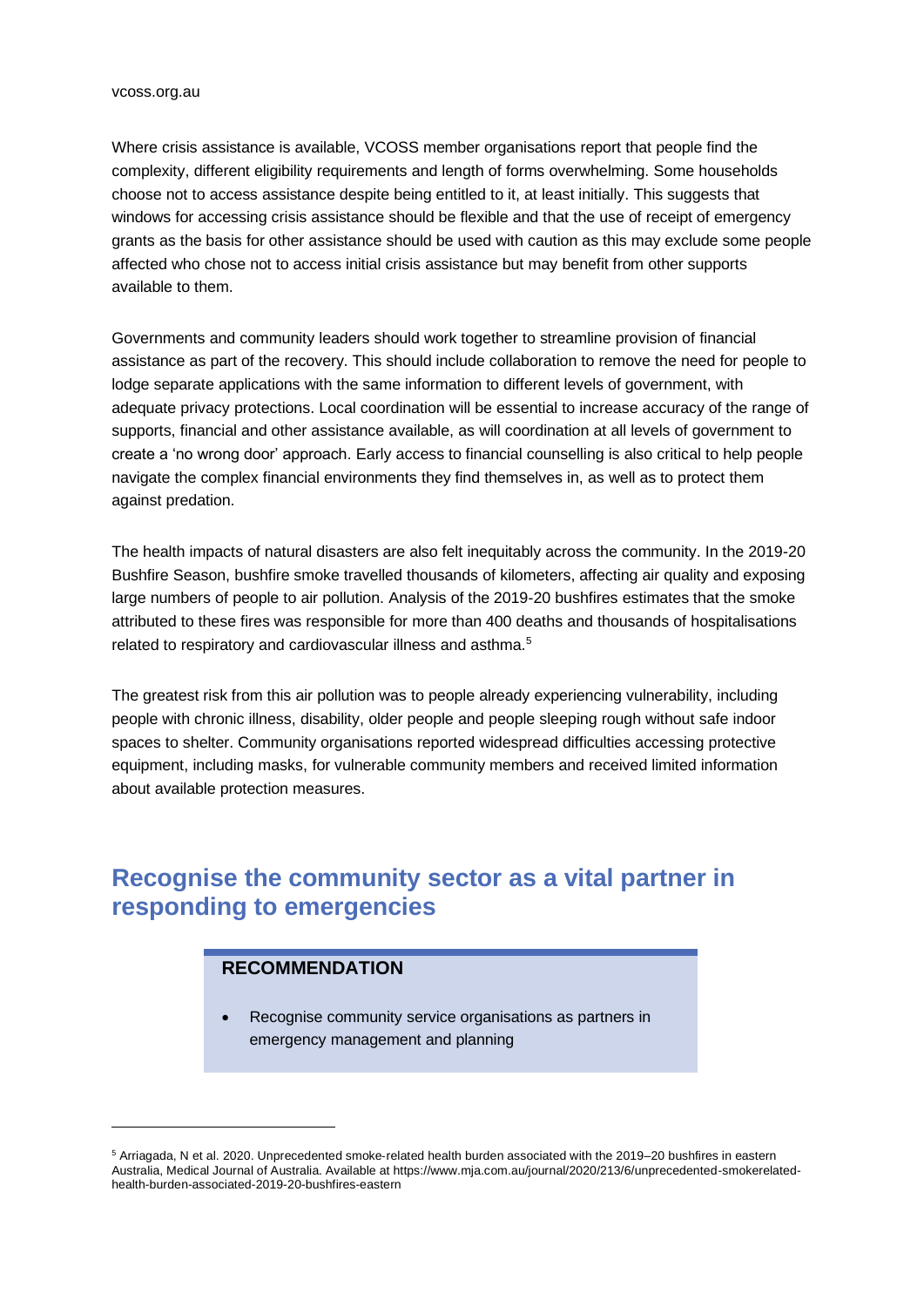Where crisis assistance is available, VCOSS member organisations report that people find the complexity, different eligibility requirements and length of forms overwhelming. Some households choose not to access assistance despite being entitled to it, at least initially. This suggests that windows for accessing crisis assistance should be flexible and that the use of receipt of emergency grants as the basis for other assistance should be used with caution as this may exclude some people affected who chose not to access initial crisis assistance but may benefit from other supports available to them.

Governments and community leaders should work together to streamline provision of financial assistance as part of the recovery. This should include collaboration to remove the need for people to lodge separate applications with the same information to different levels of government, with adequate privacy protections. Local coordination will be essential to increase accuracy of the range of supports, financial and other assistance available, as will coordination at all levels of government to create a 'no wrong door' approach. Early access to financial counselling is also critical to help people navigate the complex financial environments they find themselves in, as well as to protect them against predation.

The health impacts of natural disasters are also felt inequitably across the community. In the 2019-20 Bushfire Season, bushfire smoke travelled thousands of kilometers, affecting air quality and exposing large numbers of people to air pollution. Analysis of the 2019-20 bushfires estimates that the smoke attributed to these fires was responsible for more than 400 deaths and thousands of hospitalisations related to respiratory and cardiovascular illness and asthma.[5]

The greatest risk from this air pollution was to people already experiencing vulnerability, including people with chronic illness, disability, older people and people sleeping rough without safe indoor spaces to shelter. Community organisations reported widespread difficulties accessing protective equipment, including masks, for vulnerable community members and received limited information about available protection measures.

## Recognise the community sector as a vital partner in responding to emergencies

**RECOMMENDATION**

- Recognise community service organisations as partners in emergency management and planning

[5] Arriagada, N et al. 2020. Unprecedented smoke-related health burden associated with the 2019–20 bushfires in eastern Australia, Medical Journal of Australia. Available at https://www.mja.com.au/journal/2020/213/6/unprecedented-smokerelated-health-burden-associated-2019-20-bushfires-eastern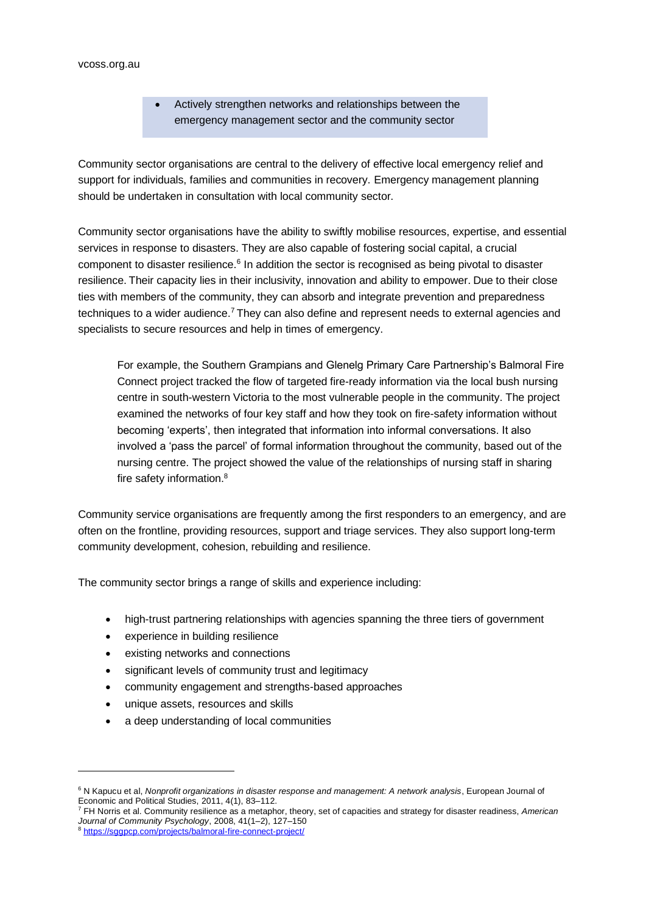- Actively strengthen networks and relationships between the emergency management sector and the community sector

Community sector organisations are central to the delivery of effective local emergency relief and support for individuals, families and communities in recovery. Emergency management planning should be undertaken in consultation with local community sector.

Community sector organisations have the ability to swiftly mobilise resources, expertise, and essential services in response to disasters. They are also capable of fostering social capital, a crucial component to disaster resilience.[6] In addition the sector is recognised as being pivotal to disaster resilience. Their capacity lies in their inclusivity, innovation and ability to empower. Due to their close ties with members of the community, they can absorb and integrate prevention and preparedness techniques to a wider audience.[7] They can also define and represent needs to external agencies and specialists to secure resources and help in times of emergency.

> For example, the Southern Grampians and Glenelg Primary Care Partnership's Balmoral Fire Connect project tracked the flow of targeted fire-ready information via the local bush nursing centre in south-western Victoria to the most vulnerable people in the community. The project examined the networks of four key staff and how they took on fire-safety information without becoming 'experts', then integrated that information into informal conversations. It also involved a 'pass the parcel' of formal information throughout the community, based out of the nursing centre. The project showed the value of the relationships of nursing staff in sharing fire safety information.[8]

Community service organisations are frequently among the first responders to an emergency, and are often on the frontline, providing resources, support and triage services. They also support long-term community development, cohesion, rebuilding and resilience.

The community sector brings a range of skills and experience including:

- high-trust partnering relationships with agencies spanning the three tiers of government
- experience in building resilience
- existing networks and connections
- significant levels of community trust and legitimacy
- community engagement and strengths-based approaches
- unique assets, resources and skills
- a deep understanding of local communities

---

[6] N Kapucu et al, *Nonprofit organizations in disaster response and management: A network analysis*, European Journal of Economic and Political Studies, 2011, 4(1), 83–112.

[7] FH Norris et al. Community resilience as a metaphor, theory, set of capacities and strategy for disaster readiness, *American Journal of Community Psychology*, 2008, 41(1–2), 127–150

[8] https://sggpcp.com/projects/balmoral-fire-connect-project/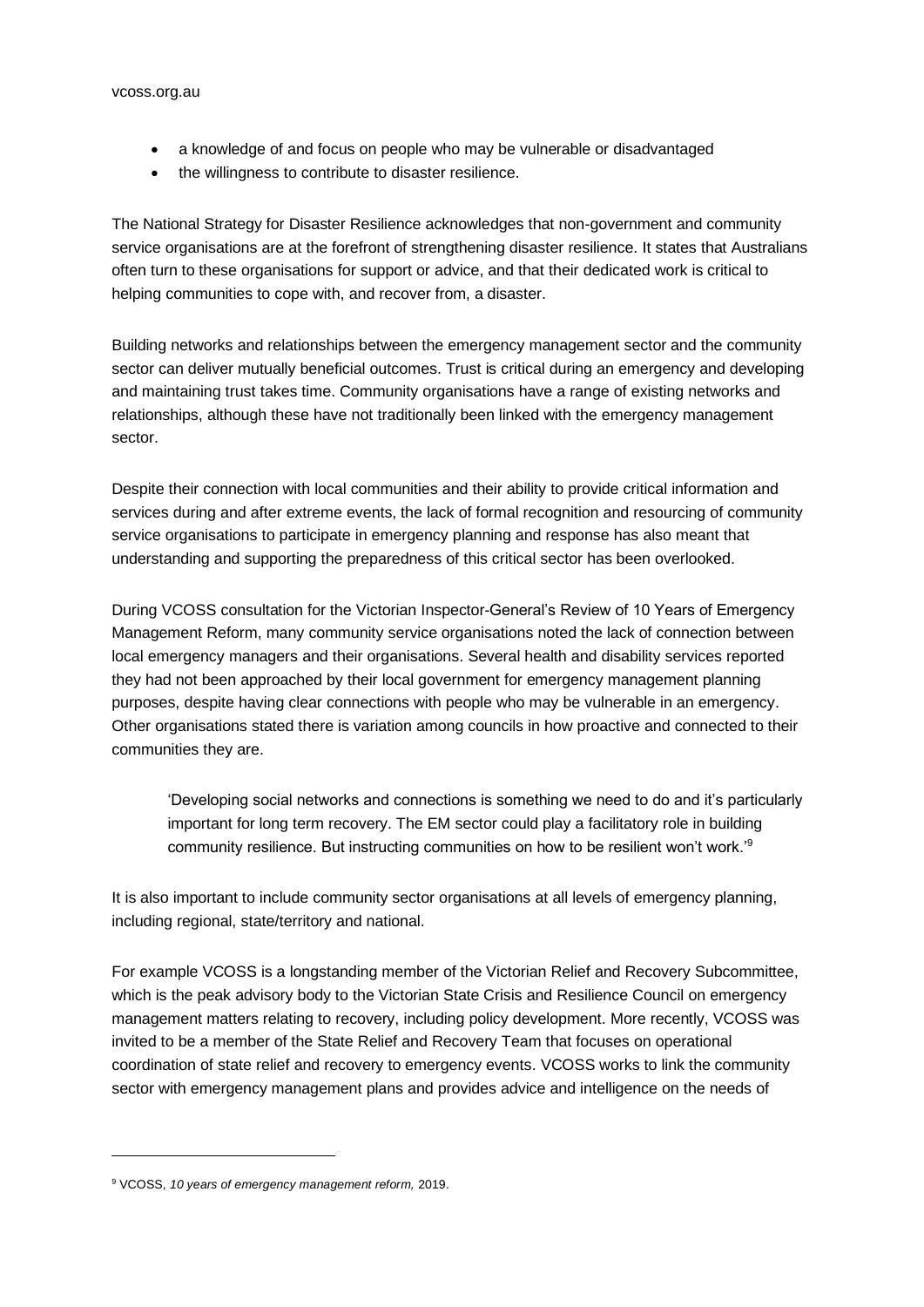- a knowledge of and focus on people who may be vulnerable or disadvantaged
- the willingness to contribute to disaster resilience.

The National Strategy for Disaster Resilience acknowledges that non-government and community service organisations are at the forefront of strengthening disaster resilience. It states that Australians often turn to these organisations for support or advice, and that their dedicated work is critical to helping communities to cope with, and recover from, a disaster.

Building networks and relationships between the emergency management sector and the community sector can deliver mutually beneficial outcomes. Trust is critical during an emergency and developing and maintaining trust takes time. Community organisations have a range of existing networks and relationships, although these have not traditionally been linked with the emergency management sector.

Despite their connection with local communities and their ability to provide critical information and services during and after extreme events, the lack of formal recognition and resourcing of community service organisations to participate in emergency planning and response has also meant that understanding and supporting the preparedness of this critical sector has been overlooked.

During VCOSS consultation for the Victorian Inspector-General's Review of 10 Years of Emergency Management Reform, many community service organisations noted the lack of connection between local emergency managers and their organisations. Several health and disability services reported they had not been approached by their local government for emergency management planning purposes, despite having clear connections with people who may be vulnerable in an emergency. Other organisations stated there is variation among councils in how proactive and connected to their communities they are.

> 'Developing social networks and connections is something we need to do and it's particularly important for long term recovery. The EM sector could play a facilitatory role in building community resilience. But instructing communities on how to be resilient won't work.'[9]

It is also important to include community sector organisations at all levels of emergency planning, including regional, state/territory and national.

For example VCOSS is a longstanding member of the Victorian Relief and Recovery Subcommittee, which is the peak advisory body to the Victorian State Crisis and Resilience Council on emergency management matters relating to recovery, including policy development. More recently, VCOSS was invited to be a member of the State Relief and Recovery Team that focuses on operational coordination of state relief and recovery to emergency events. VCOSS works to link the community sector with emergency management plans and provides advice and intelligence on the needs of

[9] VCOSS, *10 years of emergency management reform,* 2019.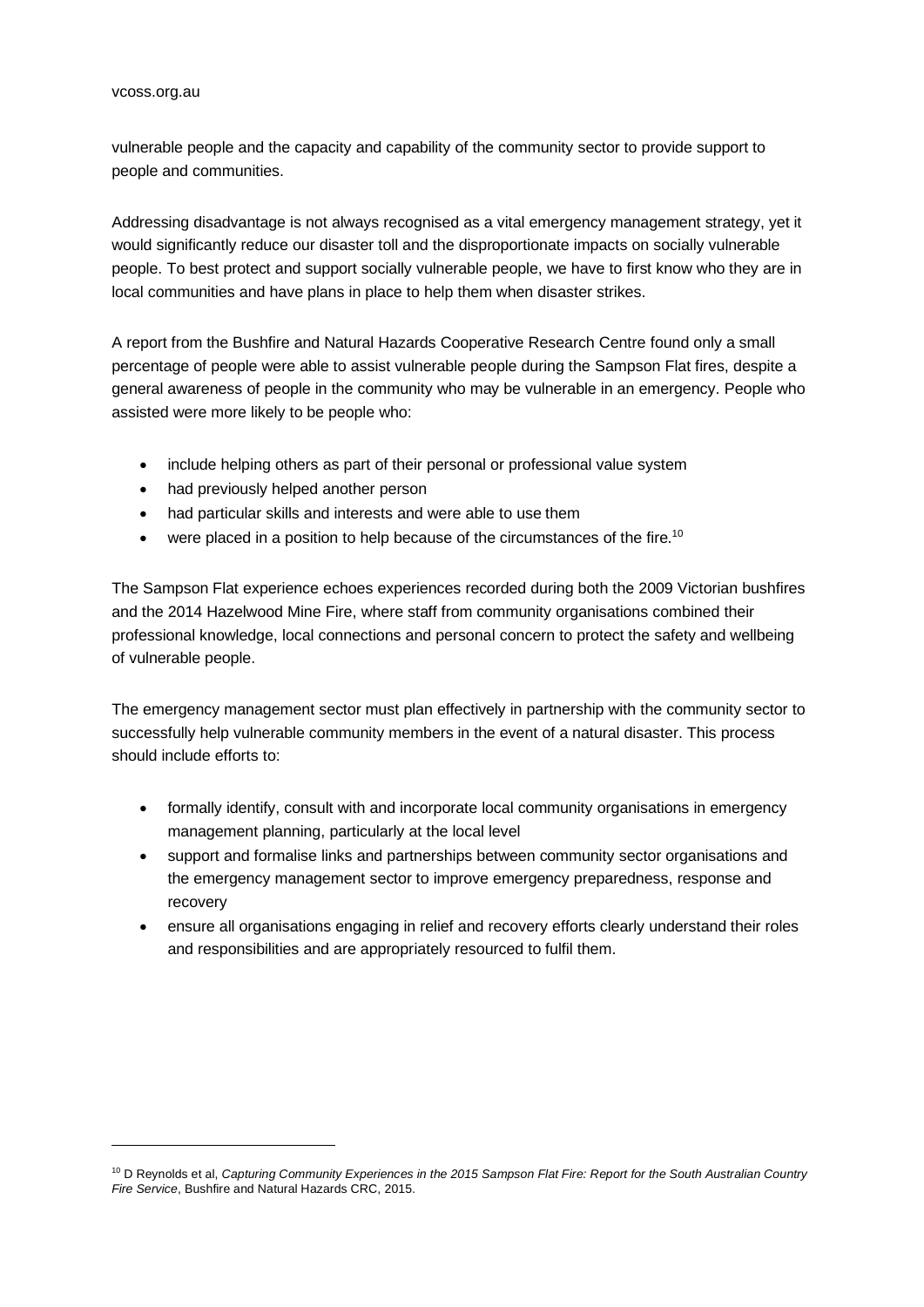vulnerable people and the capacity and capability of the community sector to provide support to people and communities.

Addressing disadvantage is not always recognised as a vital emergency management strategy, yet it would significantly reduce our disaster toll and the disproportionate impacts on socially vulnerable people. To best protect and support socially vulnerable people, we have to first know who they are in local communities and have plans in place to help them when disaster strikes.

A report from the Bushfire and Natural Hazards Cooperative Research Centre found only a small percentage of people were able to assist vulnerable people during the Sampson Flat fires, despite a general awareness of people in the community who may be vulnerable in an emergency. People who assisted were more likely to be people who:

- include helping others as part of their personal or professional value system
- had previously helped another person
- had particular skills and interests and were able to use them
- were placed in a position to help because of the circumstances of the fire.[10]

The Sampson Flat experience echoes experiences recorded during both the 2009 Victorian bushfires and the 2014 Hazelwood Mine Fire, where staff from community organisations combined their professional knowledge, local connections and personal concern to protect the safety and wellbeing of vulnerable people.

The emergency management sector must plan effectively in partnership with the community sector to successfully help vulnerable community members in the event of a natural disaster. This process should include efforts to:

- formally identify, consult with and incorporate local community organisations in emergency management planning, particularly at the local level
- support and formalise links and partnerships between community sector organisations and the emergency management sector to improve emergency preparedness, response and recovery
- ensure all organisations engaging in relief and recovery efforts clearly understand their roles and responsibilities and are appropriately resourced to fulfil them.

---

[10] D Reynolds et al, *Capturing Community Experiences in the 2015 Sampson Flat Fire: Report for the South Australian Country Fire Service*, Bushfire and Natural Hazards CRC, 2015.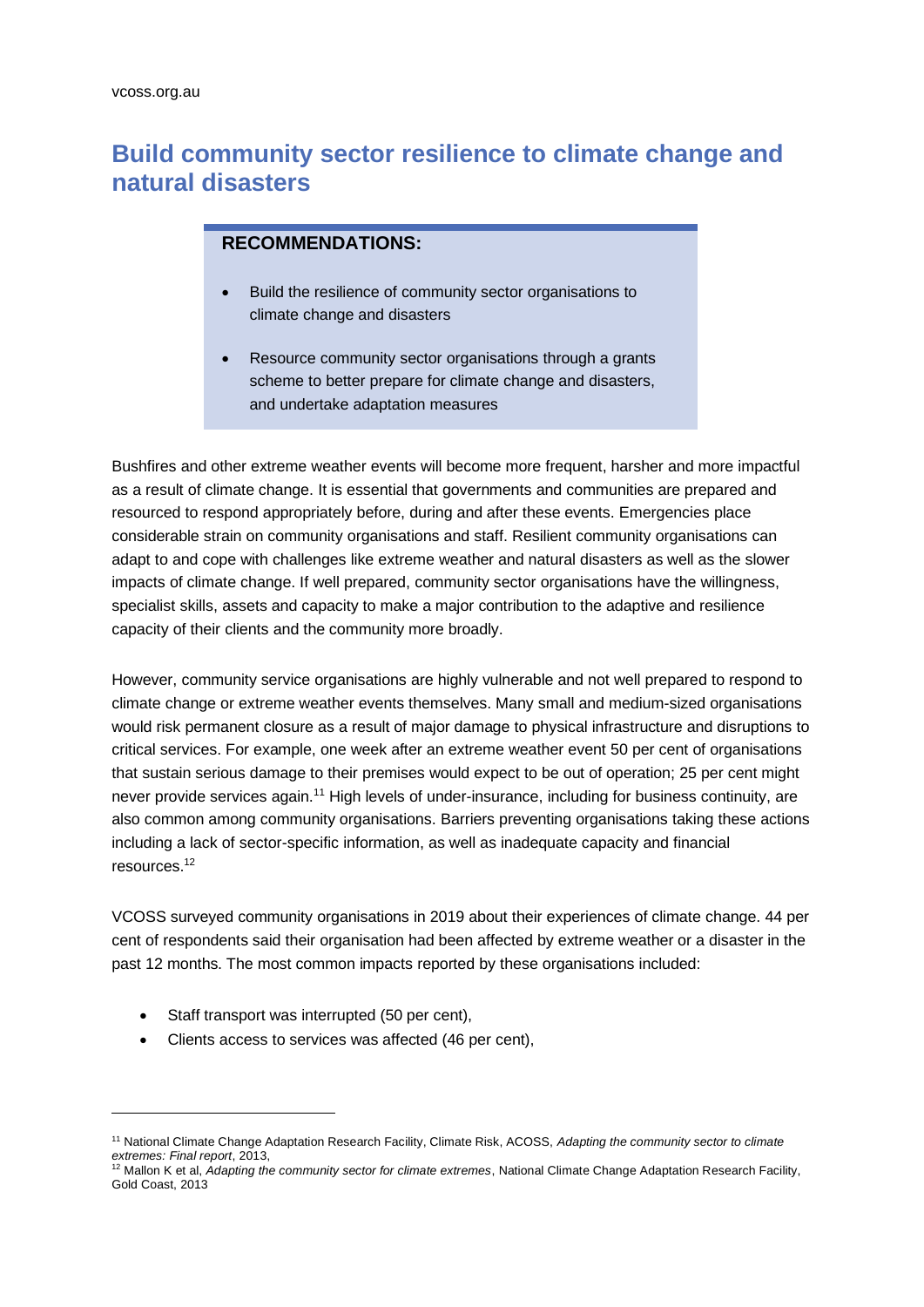## Build community sector resilience to climate change and natural disasters

> **RECOMMENDATIONS:**
>
> - Build the resilience of community sector organisations to climate change and disasters
> - Resource community sector organisations through a grants scheme to better prepare for climate change and disasters, and undertake adaptation measures

Bushfires and other extreme weather events will become more frequent, harsher and more impactful as a result of climate change. It is essential that governments and communities are prepared and resourced to respond appropriately before, during and after these events. Emergencies place considerable strain on community organisations and staff. Resilient community organisations can adapt to and cope with challenges like extreme weather and natural disasters as well as the slower impacts of climate change. If well prepared, community sector organisations have the willingness, specialist skills, assets and capacity to make a major contribution to the adaptive and resilience capacity of their clients and the community more broadly.

However, community service organisations are highly vulnerable and not well prepared to respond to climate change or extreme weather events themselves. Many small and medium-sized organisations would risk permanent closure as a result of major damage to physical infrastructure and disruptions to critical services. For example, one week after an extreme weather event 50 per cent of organisations that sustain serious damage to their premises would expect to be out of operation; 25 per cent might never provide services again.[11] High levels of under-insurance, including for business continuity, are also common among community organisations. Barriers preventing organisations taking these actions including a lack of sector-specific information, as well as inadequate capacity and financial resources.[12]

VCOSS surveyed community organisations in 2019 about their experiences of climate change. 44 per cent of respondents said their organisation had been affected by extreme weather or a disaster in the past 12 months. The most common impacts reported by these organisations included:

- Staff transport was interrupted (50 per cent),
- Clients access to services was affected (46 per cent),

---

[11] National Climate Change Adaptation Research Facility, Climate Risk, ACOSS, *Adapting the community sector to climate extremes: Final report*, 2013,

[12] Mallon K et al, *Adapting the community sector for climate extremes*, National Climate Change Adaptation Research Facility, Gold Coast, 2013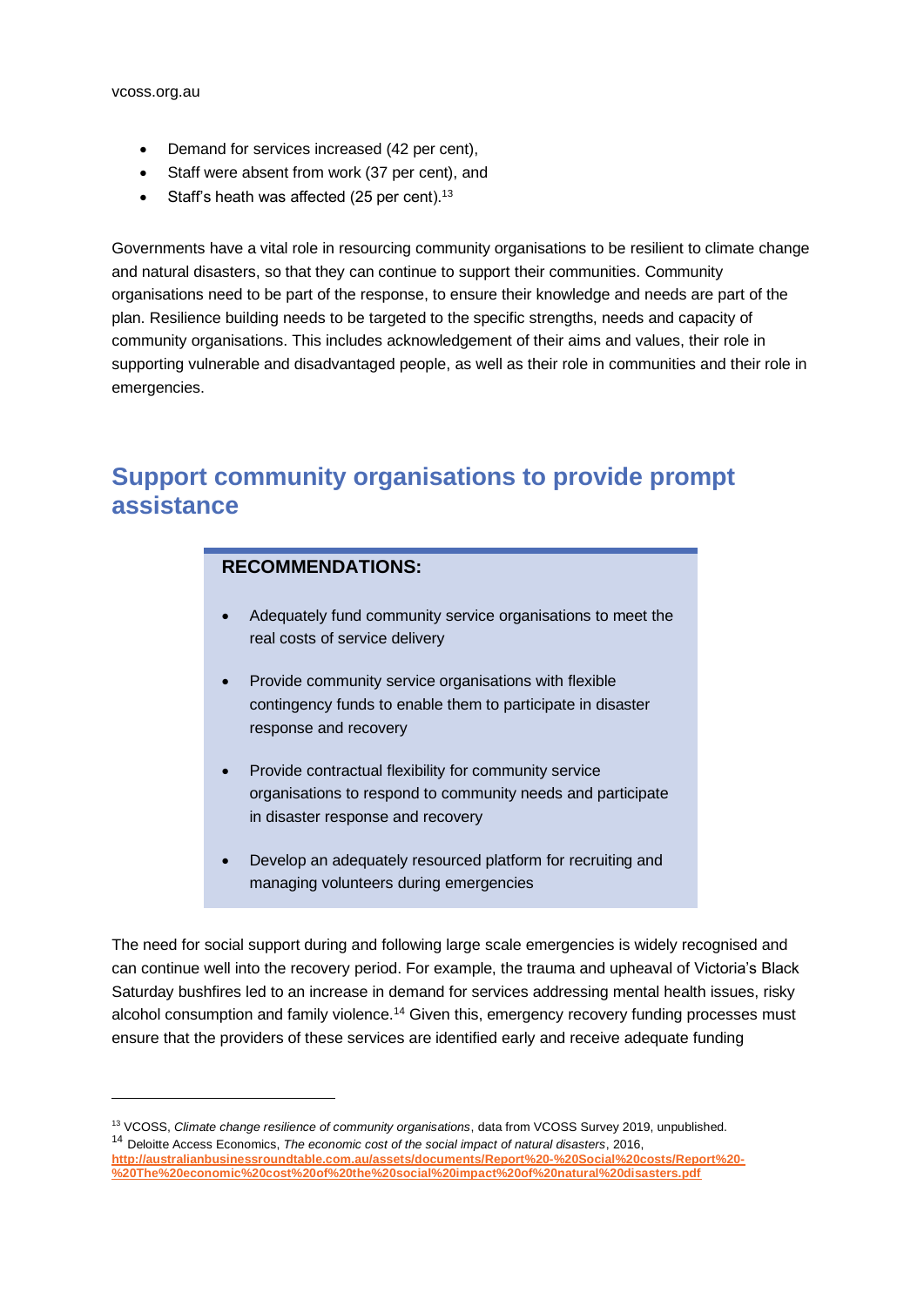- Demand for services increased (42 per cent),
- Staff were absent from work (37 per cent), and
- Staff's heath was affected (25 per cent).[13]

Governments have a vital role in resourcing community organisations to be resilient to climate change and natural disasters, so that they can continue to support their communities. Community organisations need to be part of the response, to ensure their knowledge and needs are part of the plan. Resilience building needs to be targeted to the specific strengths, needs and capacity of community organisations. This includes acknowledgement of their aims and values, their role in supporting vulnerable and disadvantaged people, as well as their role in communities and their role in emergencies.

## Support community organisations to provide prompt assistance

**RECOMMENDATIONS:**

- Adequately fund community service organisations to meet the real costs of service delivery
- Provide community service organisations with flexible contingency funds to enable them to participate in disaster response and recovery
- Provide contractual flexibility for community service organisations to respond to community needs and participate in disaster response and recovery
- Develop an adequately resourced platform for recruiting and managing volunteers during emergencies

The need for social support during and following large scale emergencies is widely recognised and can continue well into the recovery period. For example, the trauma and upheaval of Victoria's Black Saturday bushfires led to an increase in demand for services addressing mental health issues, risky alcohol consumption and family violence.[14] Given this, emergency recovery funding processes must ensure that the providers of these services are identified early and receive adequate funding

---

[13] VCOSS, *Climate change resilience of community organisations*, data from VCOSS Survey 2019, unpublished.

[14] Deloitte Access Economics, *The economic cost of the social impact of natural disasters*, 2016, http://australianbusinessroundtable.com.au/assets/documents/Report%20-%20Social%20costs/Report%20-%20The%20economic%20cost%20of%20the%20social%20impact%20of%20natural%20disasters.pdf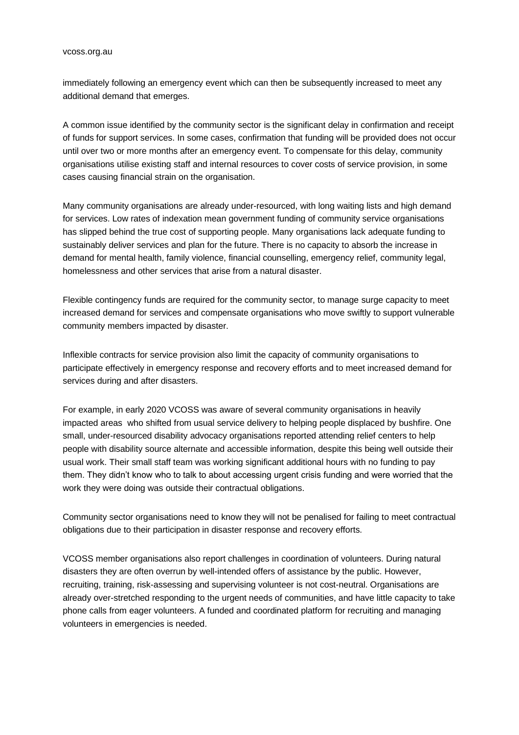immediately following an emergency event which can then be subsequently increased to meet any additional demand that emerges.

A common issue identified by the community sector is the significant delay in confirmation and receipt of funds for support services. In some cases, confirmation that funding will be provided does not occur until over two or more months after an emergency event. To compensate for this delay, community organisations utilise existing staff and internal resources to cover costs of service provision, in some cases causing financial strain on the organisation.

Many community organisations are already under-resourced, with long waiting lists and high demand for services. Low rates of indexation mean government funding of community service organisations has slipped behind the true cost of supporting people. Many organisations lack adequate funding to sustainably deliver services and plan for the future. There is no capacity to absorb the increase in demand for mental health, family violence, financial counselling, emergency relief, community legal, homelessness and other services that arise from a natural disaster.

Flexible contingency funds are required for the community sector, to manage surge capacity to meet increased demand for services and compensate organisations who move swiftly to support vulnerable community members impacted by disaster.

Inflexible contracts for service provision also limit the capacity of community organisations to participate effectively in emergency response and recovery efforts and to meet increased demand for services during and after disasters.

For example, in early 2020 VCOSS was aware of several community organisations in heavily impacted areas who shifted from usual service delivery to helping people displaced by bushfire. One small, under-resourced disability advocacy organisations reported attending relief centers to help people with disability source alternate and accessible information, despite this being well outside their usual work. Their small staff team was working significant additional hours with no funding to pay them. They didn't know who to talk to about accessing urgent crisis funding and were worried that the work they were doing was outside their contractual obligations.

Community sector organisations need to know they will not be penalised for failing to meet contractual obligations due to their participation in disaster response and recovery efforts.

VCOSS member organisations also report challenges in coordination of volunteers. During natural disasters they are often overrun by well-intended offers of assistance by the public. However, recruiting, training, risk-assessing and supervising volunteer is not cost-neutral. Organisations are already over-stretched responding to the urgent needs of communities, and have little capacity to take phone calls from eager volunteers. A funded and coordinated platform for recruiting and managing volunteers in emergencies is needed.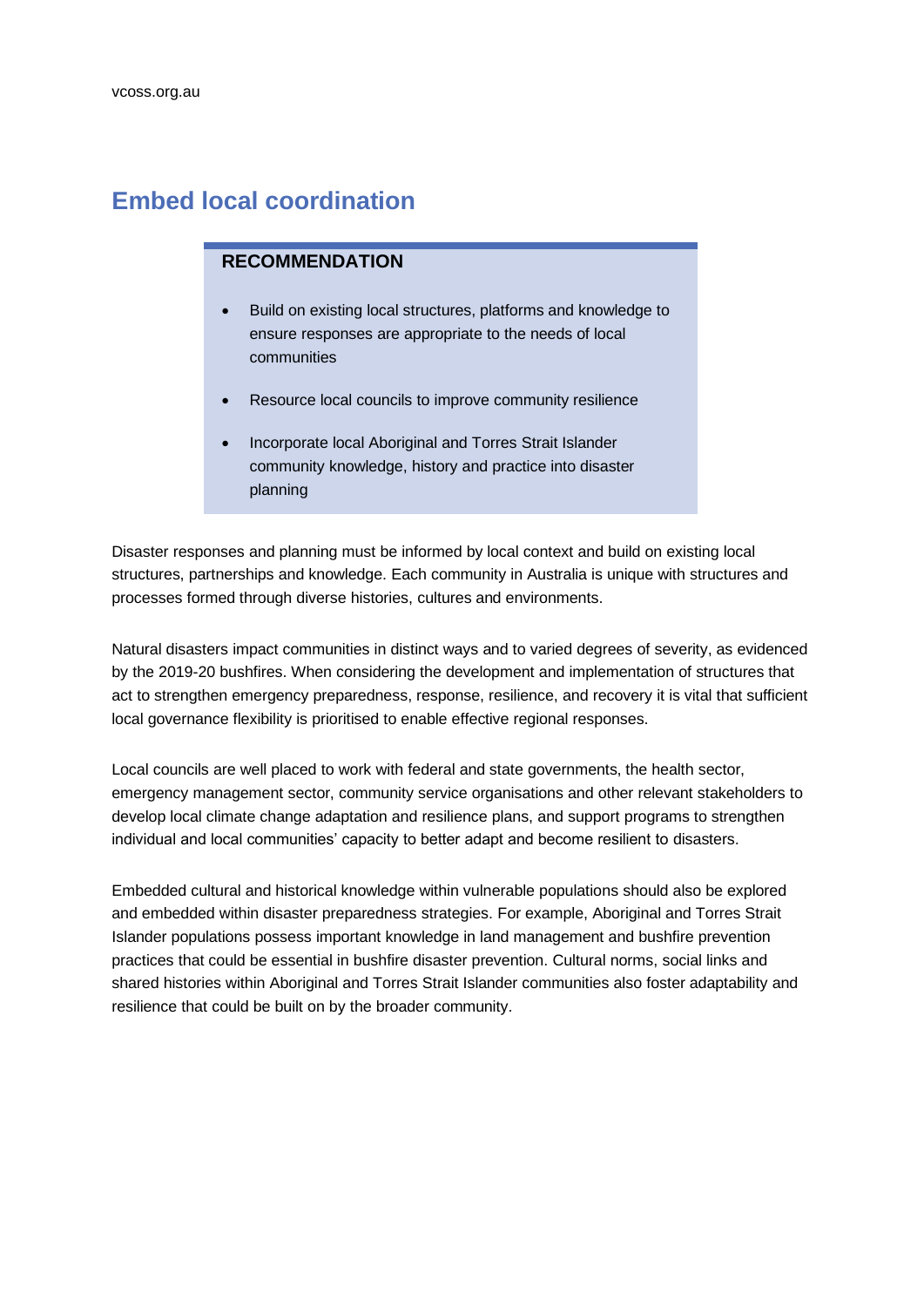## Embed local coordination

**RECOMMENDATION**

- Build on existing local structures, platforms and knowledge to ensure responses are appropriate to the needs of local communities
- Resource local councils to improve community resilience
- Incorporate local Aboriginal and Torres Strait Islander community knowledge, history and practice into disaster planning

Disaster responses and planning must be informed by local context and build on existing local structures, partnerships and knowledge. Each community in Australia is unique with structures and processes formed through diverse histories, cultures and environments.

Natural disasters impact communities in distinct ways and to varied degrees of severity, as evidenced by the 2019-20 bushfires. When considering the development and implementation of structures that act to strengthen emergency preparedness, response, resilience, and recovery it is vital that sufficient local governance flexibility is prioritised to enable effective regional responses.

Local councils are well placed to work with federal and state governments, the health sector, emergency management sector, community service organisations and other relevant stakeholders to develop local climate change adaptation and resilience plans, and support programs to strengthen individual and local communities' capacity to better adapt and become resilient to disasters.

Embedded cultural and historical knowledge within vulnerable populations should also be explored and embedded within disaster preparedness strategies. For example, Aboriginal and Torres Strait Islander populations possess important knowledge in land management and bushfire prevention practices that could be essential in bushfire disaster prevention. Cultural norms, social links and shared histories within Aboriginal and Torres Strait Islander communities also foster adaptability and resilience that could be built on by the broader community.